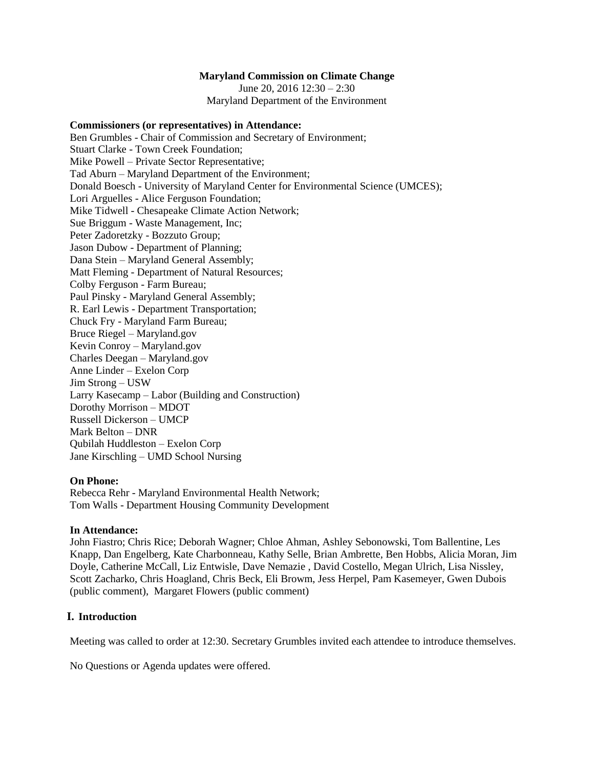**Maryland Commission on Climate Change**

June 20, 2016 12:30 – 2:30

Maryland Department of the Environment

**Commissioners (or representatives) in Attendance:**

Ben Grumbles - Chair of Commission and Secretary of Environment;
Stuart Clarke - Town Creek Foundation;
Mike Powell – Private Sector Representative;
Tad Aburn – Maryland Department of the Environment;
Donald Boesch - University of Maryland Center for Environmental Science (UMCES);
Lori Arguelles - Alice Ferguson Foundation;
Mike Tidwell - Chesapeake Climate Action Network;
Sue Briggum - Waste Management, Inc;
Peter Zadoretzky - Bozzuto Group;
Jason Dubow - Department of Planning;
Dana Stein – Maryland General Assembly;
Matt Fleming - Department of Natural Resources;
Colby Ferguson - Farm Bureau;
Paul Pinsky - Maryland General Assembly;
R. Earl Lewis - Department Transportation;
Chuck Fry - Maryland Farm Bureau;
Bruce Riegel – Maryland.gov
Kevin Conroy – Maryland.gov
Charles Deegan – Maryland.gov
Anne Linder – Exelon Corp
Jim Strong – USW
Larry Kasecamp – Labor (Building and Construction)
Dorothy Morrison – MDOT
Russell Dickerson – UMCP
Mark Belton – DNR
Qubilah Huddleston – Exelon Corp
Jane Kirschling – UMD School Nursing

**On Phone:**

Rebecca Rehr - Maryland Environmental Health Network;
Tom Walls - Department Housing Community Development

**In Attendance:**

John Fiastro; Chris Rice; Deborah Wagner; Chloe Ahman, Ashley Sebonowski, Tom Ballentine, Les Knapp, Dan Engelberg, Kate Charbonneau, Kathy Selle, Brian Ambrette, Ben Hobbs, Alicia Moran, Jim Doyle, Catherine McCall, Liz Entwisle, Dave Nemazie , David Costello, Megan Ulrich, Lisa Nissley, Scott Zacharko, Chris Hoagland, Chris Beck, Eli Browm, Jess Herpel, Pam Kasemeyer, Gwen Dubois (public comment), Margaret Flowers (public comment)

## I. Introduction

Meeting was called to order at 12:30. Secretary Grumbles invited each attendee to introduce themselves.

No Questions or Agenda updates were offered.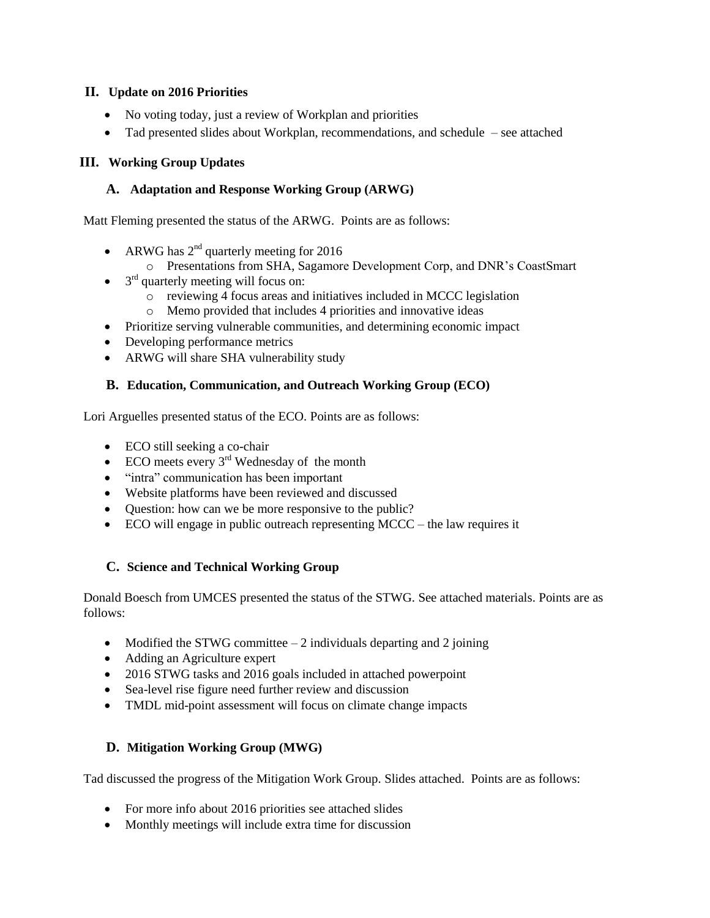## II. Update on 2016 Priorities

- No voting today, just a review of Workplan and priorities
- Tad presented slides about Workplan, recommendations, and schedule – see attached

## III. Working Group Updates

### A. Adaptation and Response Working Group (ARWG)

Matt Fleming presented the status of the ARWG. Points are as follows:

- ARWG has 2nd quarterly meeting for 2016
  - Presentations from SHA, Sagamore Development Corp, and DNR's CoastSmart
- 3rd quarterly meeting will focus on:
  - reviewing 4 focus areas and initiatives included in MCCC legislation
  - Memo provided that includes 4 priorities and innovative ideas
- Prioritize serving vulnerable communities, and determining economic impact
- Developing performance metrics
- ARWG will share SHA vulnerability study

### B. Education, Communication, and Outreach Working Group (ECO)

Lori Arguelles presented status of the ECO. Points are as follows:

- ECO still seeking a co-chair
- ECO meets every 3rd Wednesday of the month
- "intra" communication has been important
- Website platforms have been reviewed and discussed
- Question: how can we be more responsive to the public?
- ECO will engage in public outreach representing MCCC – the law requires it

### C. Science and Technical Working Group

Donald Boesch from UMCES presented the status of the STWG. See attached materials. Points are as follows:

- Modified the STWG committee – 2 individuals departing and 2 joining
- Adding an Agriculture expert
- 2016 STWG tasks and 2016 goals included in attached powerpoint
- Sea-level rise figure need further review and discussion
- TMDL mid-point assessment will focus on climate change impacts

### D. Mitigation Working Group (MWG)

Tad discussed the progress of the Mitigation Work Group. Slides attached. Points are as follows:

- For more info about 2016 priorities see attached slides
- Monthly meetings will include extra time for discussion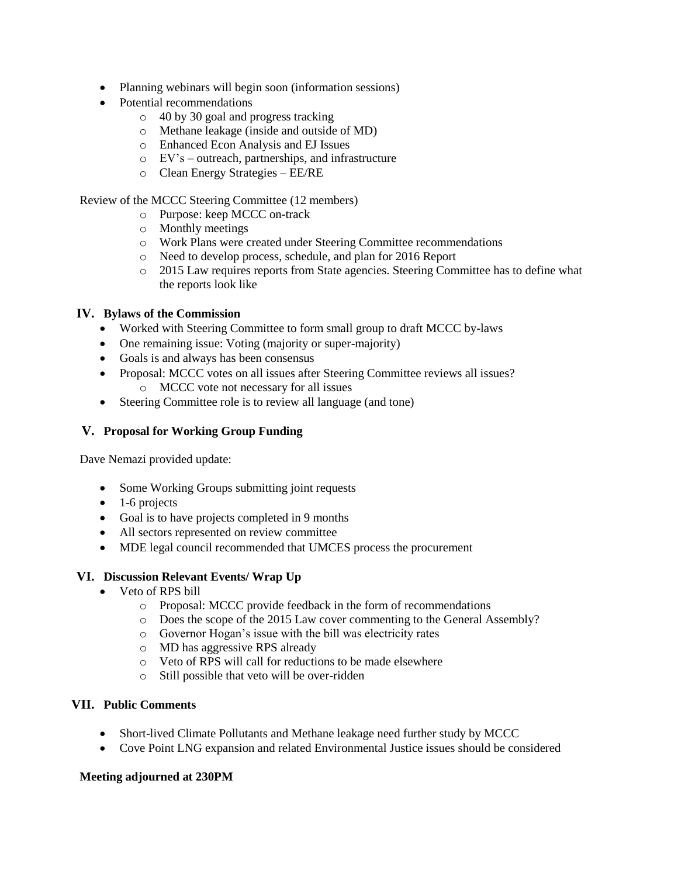- Planning webinars will begin soon (information sessions)
- Potential recommendations
  - 40 by 30 goal and progress tracking
  - Methane leakage (inside and outside of MD)
  - Enhanced Econ Analysis and EJ Issues
  - EV's – outreach, partnerships, and infrastructure
  - Clean Energy Strategies – EE/RE

Review of the MCCC Steering Committee (12 members)

- Purpose: keep MCCC on-track
- Monthly meetings
- Work Plans were created under Steering Committee recommendations
- Need to develop process, schedule, and plan for 2016 Report
- 2015 Law requires reports from State agencies. Steering Committee has to define what the reports look like

## IV. Bylaws of the Commission

- Worked with Steering Committee to form small group to draft MCCC by-laws
- One remaining issue: Voting (majority or super-majority)
- Goals is and always has been consensus
- Proposal: MCCC votes on all issues after Steering Committee reviews all issues?
  - MCCC vote not necessary for all issues
- Steering Committee role is to review all language (and tone)

## V. Proposal for Working Group Funding

Dave Nemazi provided update:

- Some Working Groups submitting joint requests
- 1-6 projects
- Goal is to have projects completed in 9 months
- All sectors represented on review committee
- MDE legal council recommended that UMCES process the procurement

## VI. Discussion Relevant Events/ Wrap Up

- Veto of RPS bill
  - Proposal: MCCC provide feedback in the form of recommendations
  - Does the scope of the 2015 Law cover commenting to the General Assembly?
  - Governor Hogan's issue with the bill was electricity rates
  - MD has aggressive RPS already
  - Veto of RPS will call for reductions to be made elsewhere
  - Still possible that veto will be over-ridden

## VII. Public Comments

- Short-lived Climate Pollutants and Methane leakage need further study by MCCC
- Cove Point LNG expansion and related Environmental Justice issues should be considered

**Meeting adjourned at 230PM**